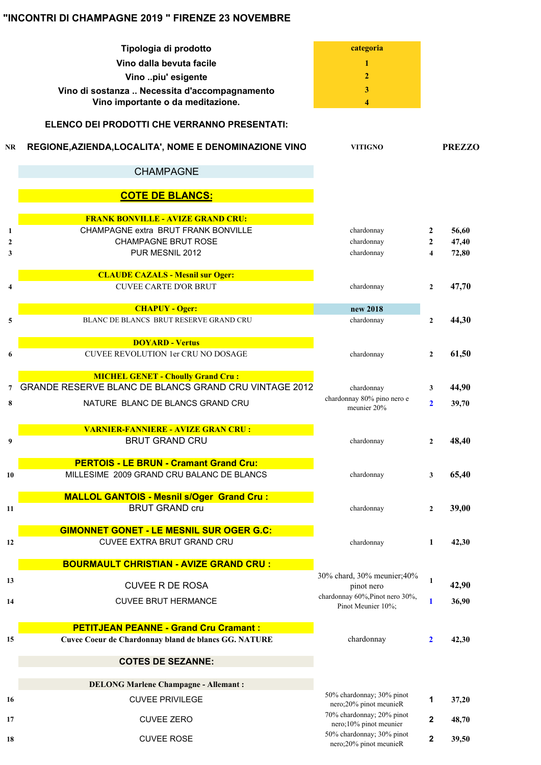# "INCONTRI DI CHAMPAGNE 2019 " FIRENZE 23 NOVEMBRE

| Tipologia di prodotto | categoria |
|---|---|
| Vino dalla bevuta facile | 1 |
| Vino ..piu' esigente | 2 |
| Vino di sostanza .. Necessita d'accompagnamento | 3 |
| Vino importante o da meditazione. | 4 |

**ELENCO DEI PRODOTTI CHE VERRANNO PRESENTATI:**

| NR | REGIONE,AZIENDA,LOCALITA', NOME E DENOMINAZIONE VINO | VITIGNO | | PREZZO |
|---|---|---|---|---|
| | **CHAMPAGNE** | | | |
| | **COTE DE BLANCS:** | | | |
| | **FRANK BONVILLE - AVIZE GRAND CRU:** | | | |
| 1 | CHAMPAGNE extra BRUT FRANK BONVILLE | chardonnay | 2 | 56,60 |
| 2 | CHAMPAGNE BRUT ROSE | chardonnay | 2 | 47,40 |
| 3 | PUR MESNIL 2012 | chardonnay | 4 | 72,80 |
| | **CLAUDE CAZALS - Mesnil sur Oger:** | | | |
| 4 | CUVEE CARTE D'OR BRUT | chardonnay | 2 | 47,70 |
| | **CHAPUY - Oger:** | new 2018 | | |
| 5 | BLANC DE BLANCS BRUT RESERVE GRAND CRU | chardonnay | 2 | 44,30 |
| | **DOYARD - Vertus** | | | |
| 6 | CUVEE REVOLUTION 1er CRU NO DOSAGE | chardonnay | 2 | 61,50 |
| | **MICHEL GENET - Choully Grand Cru :** | | | |
| 7 | GRANDE RESERVE BLANC DE BLANCS GRAND CRU VINTAGE 2012 | chardonnay | 3 | 44,90 |
| 8 | NATURE BLANC DE BLANCS GRAND CRU | chardonnay 80% pino nero e meunier 20% | 2 | 39,70 |
| | **VARNIER-FANNIERE - AVIZE GRAN CRU :** | | | |
| 9 | BRUT GRAND CRU | chardonnay | 2 | 48,40 |
| | **PERTOIS - LE BRUN - Cramant Grand Cru:** | | | |
| 10 | MILLESIME 2009 GRAND CRU BALANC DE BLANCS | chardonnay | 3 | 65,40 |
| | **MALLOL GANTOIS - Mesnil s/Oger Grand Cru :** | | | |
| 11 | BRUT GRAND cru | chardonnay | 2 | 39,00 |
| | **GIMONNET GONET - LE MESNIL SUR OGER G.C:** | | | |
| 12 | CUVEE EXTRA BRUT GRAND CRU | chardonnay | 1 | 42,30 |
| | **BOURMAULT CHRISTIAN - AVIZE GRAND CRU :** | | | |
| 13 | CUVEE R DE ROSA | 30% chard, 30% meunier;40% pinot nero | 1 | 42,90 |
| 14 | CUVEE BRUT HERMANCE | chardonnay 60%,Pinot nero 30%, Pinot Meunier 10%; | 1 | 36,90 |
| | **PETITJEAN PEANNE - Grand Cru Cramant :** | | | |
| 15 | **Cuvee Coeur de Chardonnay bland de blancs GG. NATURE** | chardonnay | 2 | 42,30 |
| | **COTES DE SEZANNE:** | | | |
| | **DELONG Marlene Champagne - Allemant :** | | | |
| 16 | CUVEE PRIVILEGE | 50% chardonnay; 30% pinot nero;20% pinot meunieR | 1 | 37,20 |
| 17 | CUVEE ZERO | 70% chardonnay; 20% pinot nero;10% pinot meunier | 2 | 48,70 |
| 18 | CUVEE ROSE | 50% chardonnay; 30% pinot nero;20% pinot meunieR | 2 | 39,50 |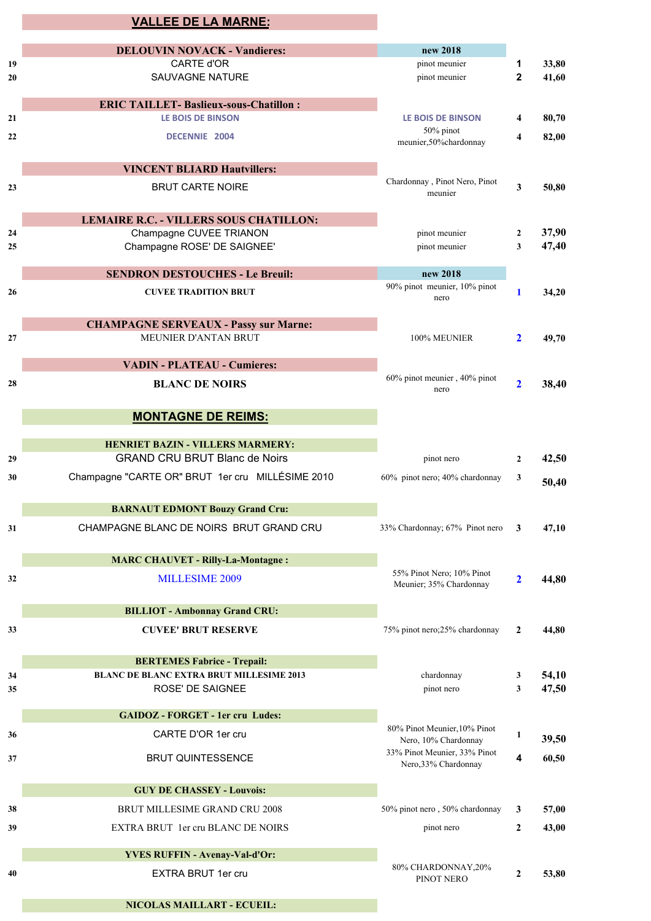## VALLEE DE LA MARNE:

| # | Wine | Grapes | | Price |
|---|---|---|---|---|
| | **DELOUVIN NOVACK - Vandieres:** | **new 2018** | | |
| 19 | CARTE d'OR | pinot meunier | 1 | 33,80 |
| 20 | SAUVAGNE NATURE | pinot meunier | 2 | 41,60 |
| | **ERIC TAILLET- Baslieux-sous-Chatillon :** | | | |
| 21 | LE BOIS DE BINSON | LE BOIS DE BINSON | 4 | 80,70 |
| 22 | DECENNIE 2004 | 50% pinot meunier,50%chardonnay | 4 | 82,00 |
| | **VINCENT BLIARD Hautvillers:** | | | |
| 23 | BRUT CARTE NOIRE | Chardonnay , Pinot Nero, Pinot meunier | 3 | 50,80 |
| | **LEMAIRE R.C. - VILLERS SOUS CHATILLON:** | | | |
| 24 | Champagne CUVEE TRIANON | pinot meunier | 2 | 37,90 |
| 25 | Champagne ROSE' DE SAIGNEE' | pinot meunier | 3 | 47,40 |
| | **SENDRON DESTOUCHES - Le Breuil:** | **new 2018** | | |
| 26 | **CUVEE TRADITION BRUT** | 90% pinot meunier, 10% pinot nero | 1 | 34,20 |
| | **CHAMPAGNE SERVEAUX - Passy sur Marne:** | | | |
| 27 | MEUNIER D'ANTAN BRUT | 100% MEUNIER | 2 | 49,70 |
| | **VADIN - PLATEAU - Cumieres:** | | | |
| 28 | **BLANC DE NOIRS** | 60% pinot meunier , 40% pinot nero | 2 | 38,40 |

## MONTAGNE DE REIMS:

| # | Wine | Grapes | | Price |
|---|---|---|---|---|
| | **HENRIET BAZIN - VILLERS MARMERY:** | | | |
| 29 | GRAND CRU BRUT Blanc de Noirs | pinot nero | 2 | 42,50 |
| 30 | Champagne "CARTE OR" BRUT 1er cru MILLÉSIME 2010 | 60% pinot nero; 40% chardonnay | 3 | 50,40 |
| | **BARNAUT EDMONT Bouzy Grand Cru:** | | | |
| 31 | CHAMPAGNE BLANC DE NOIRS BRUT GRAND CRU | 33% Chardonnay; 67% Pinot nero | 3 | 47,10 |
| | **MARC CHAUVET - Rilly-La-Montagne :** | | | |
| 32 | MILLESIME 2009 | 55% Pinot Nero; 10% Pinot Meunier; 35% Chardonnay | 2 | 44,80 |
| | **BILLIOT - Ambonnay Grand CRU:** | | | |
| 33 | **CUVEE' BRUT RESERVE** | 75% pinot nero;25% chardonnay | 2 | 44,80 |
| | **BERTEMES Fabrice - Trepail:** | | | |
| 34 | **BLANC DE BLANC EXTRA BRUT MILLESIME 2013** | chardonnay | 3 | 54,10 |
| 35 | ROSE' DE SAIGNEE | pinot nero | 3 | 47,50 |
| | **GAIDOZ - FORGET - 1er cru Ludes:** | | | |
| 36 | CARTE D'OR 1er cru | 80% Pinot Meunier,10% Pinot Nero, 10% Chardonnay | 1 | 39,50 |
| 37 | BRUT QUINTESSENCE | 33% Pinot Meunier, 33% Pinot Nero,33% Chardonnay | 4 | 60,50 |
| | **GUY DE CHASSEY - Louvois:** | | | |
| 38 | BRUT MILLESIME GRAND CRU 2008 | 50% pinot nero , 50% chardonnay | 3 | 57,00 |
| 39 | EXTRA BRUT 1er cru BLANC DE NOIRS | pinot nero | 2 | 43,00 |
| | **YVES RUFFIN - Avenay-Val-d'Or:** | | | |
| 40 | EXTRA BRUT 1er cru | 80% CHARDONNAY,20% PINOT NERO | 2 | 53,80 |
| | **NICOLAS MAILLART - ECUEIL:** | | | |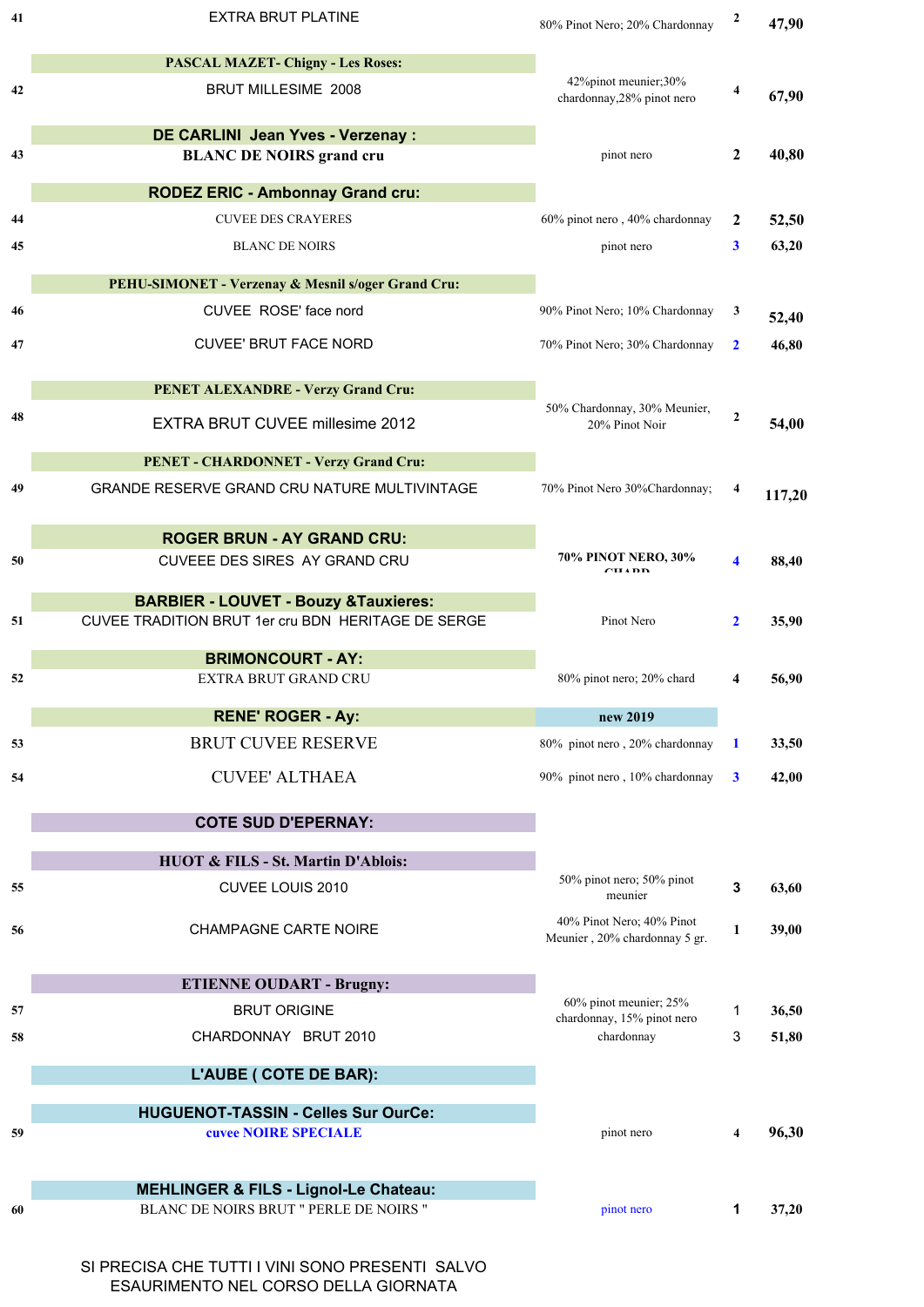| | | | | |
|---|---|---|---|---|
| 41 | EXTRA BRUT PLATINE | 80% Pinot Nero; 20% Chardonnay | 2 | 47,90 |
| | **PASCAL MAZET- Chigny - Les Roses:** | | | |
| 42 | BRUT MILLESIME 2008 | 42%pinot meunier;30% chardonnay,28% pinot nero | 4 | 67,90 |
| | **DE CARLINI Jean Yves - Verzenay :** | | | |
| 43 | **BLANC DE NOIRS grand cru** | pinot nero | 2 | 40,80 |
| | **RODEZ ERIC - Ambonnay Grand cru:** | | | |
| 44 | CUVEE DES CRAYERES | 60% pinot nero , 40% chardonnay | 2 | 52,50 |
| 45 | BLANC DE NOIRS | pinot nero | 3 | 63,20 |
| | **PEHU-SIMONET - Verzenay & Mesnil s/oger Grand Cru:** | | | |
| 46 | CUVEE ROSE' face nord | 90% Pinot Nero; 10% Chardonnay | 3 | 52,40 |
| 47 | CUVEE' BRUT FACE NORD | 70% Pinot Nero; 30% Chardonnay | 2 | 46,80 |
| | **PENET ALEXANDRE - Verzy Grand Cru:** | | | |
| 48 | EXTRA BRUT CUVEE millesime 2012 | 50% Chardonnay, 30% Meunier, 20% Pinot Noir | 2 | 54,00 |
| | **PENET - CHARDONNET - Verzy Grand Cru:** | | | |
| 49 | GRANDE RESERVE GRAND CRU NATURE MULTIVINTAGE | 70% Pinot Nero 30%Chardonnay; | 4 | 117,20 |
| | **ROGER BRUN - AY GRAND CRU:** | | | |
| 50 | CUVEEE DES SIRES AY GRAND CRU | **70% PINOT NERO, 30% CHARD** | 4 | 88,40 |
| | **BARBIER - LOUVET - Bouzy &Tauxieres:** | | | |
| 51 | CUVEE TRADITION BRUT 1er cru BDN HERITAGE DE SERGE | Pinot Nero | 2 | 35,90 |
| | **BRIMONCOURT - AY:** | | | |
| 52 | EXTRA BRUT GRAND CRU | 80% pinot nero; 20% chard | 4 | 56,90 |
| | **RENE' ROGER - Ay:** | **new 2019** | | |
| 53 | BRUT CUVEE RESERVE | 80% pinot nero , 20% chardonnay | 1 | 33,50 |
| 54 | CUVEE' ALTHAEA | 90% pinot nero , 10% chardonnay | 3 | 42,00 |
| | **COTE SUD D'EPERNAY:** | | | |
| | **HUOT & FILS - St. Martin D'Ablois:** | | | |
| 55 | CUVEE LOUIS 2010 | 50% pinot nero; 50% pinot meunier | 3 | 63,60 |
| 56 | CHAMPAGNE CARTE NOIRE | 40% Pinot Nero; 40% Pinot Meunier , 20% chardonnay 5 gr. | 1 | 39,00 |
| | **ETIENNE OUDART - Brugny:** | | | |
| 57 | BRUT ORIGINE | 60% pinot meunier; 25% chardonnay, 15% pinot nero | 1 | 36,50 |
| 58 | CHARDONNAY BRUT 2010 | chardonnay | 3 | 51,80 |
| | **L'AUBE ( COTE DE BAR):** | | | |
| | **HUGUENOT-TASSIN - Celles Sur OurCe:** | | | |
| 59 | **cuvee NOIRE SPECIALE** | pinot nero | 4 | 96,30 |
| | **MEHLINGER & FILS - Lignol-Le Chateau:** | | | |
| 60 | BLANC DE NOIRS BRUT " PERLE DE NOIRS " | pinot nero | 1 | 37,20 |

SI PRECISA CHE TUTTI I VINI SONO PRESENTI SALVO ESAURIMENTO NEL CORSO DELLA GIORNATA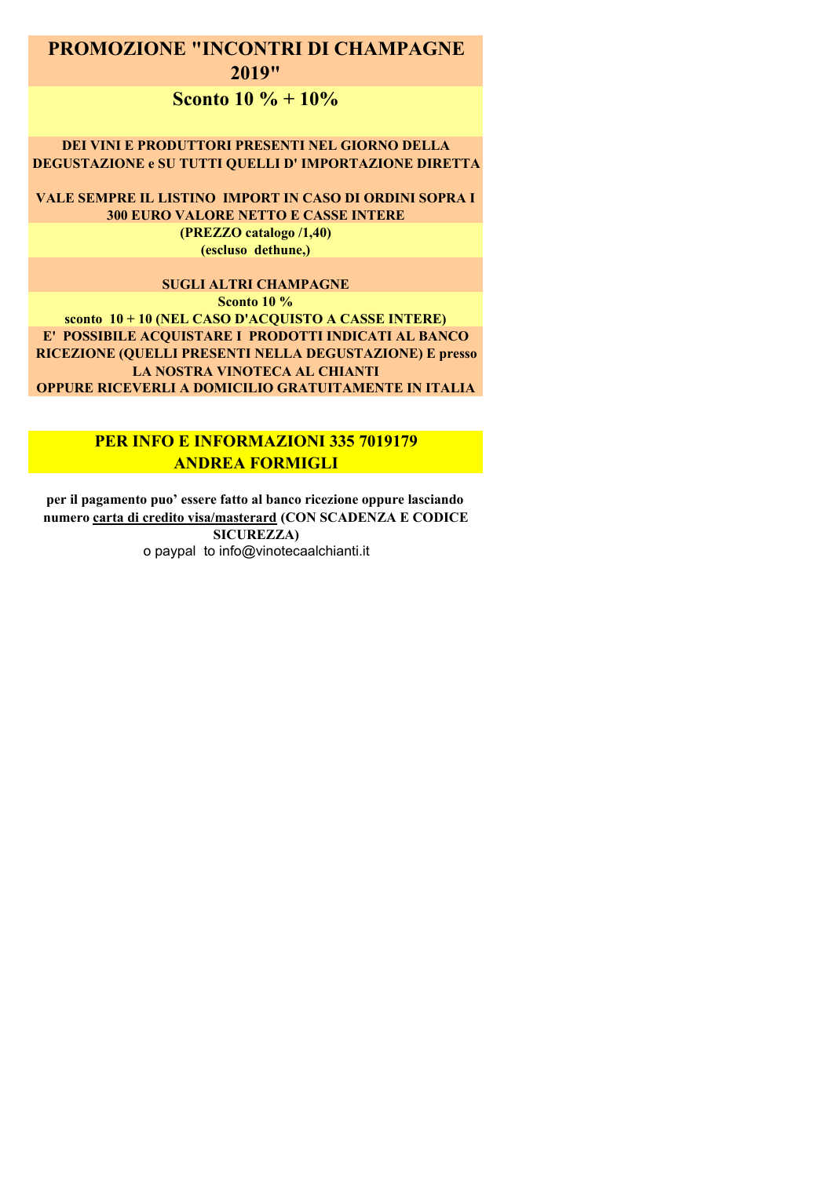# PROMOZIONE "INCONTRI DI CHAMPAGNE 2019"

## Sconto 10 % + 10%

**DEI VINI E PRODUTTORI PRESENTI NEL GIORNO DELLA DEGUSTAZIONE e SU TUTTI QUELLI D' IMPORTAZIONE DIRETTA**

**VALE SEMPRE IL LISTINO IMPORT IN CASO DI ORDINI SOPRA I 300 EURO VALORE NETTO E CASSE INTERE**

**(PREZZO catalogo /1,40)**

**(escluso dethune,)**

**SUGLI ALTRI CHAMPAGNE**

**Sconto 10 %**

**sconto 10 + 10 (NEL CASO D'ACQUISTO A CASSE INTERE)**

**E' POSSIBILE ACQUISTARE I PRODOTTI INDICATI AL BANCO RICEZIONE (QUELLI PRESENTI NELLA DEGUSTAZIONE) E presso LA NOSTRA VINOTECA AL CHIANTI OPPURE RICEVERLI A DOMICILIO GRATUITAMENTE IN ITALIA**

**PER INFO E INFORMAZIONI 335 7019179**
**ANDREA FORMIGLI**

**per il pagamento puo' essere fatto al banco ricezione oppure lasciando numero <u>carta di credito visa/masterard</u> (CON SCADENZA E CODICE SICUREZZA)**

o paypal to info@vinotecaalchianti.it